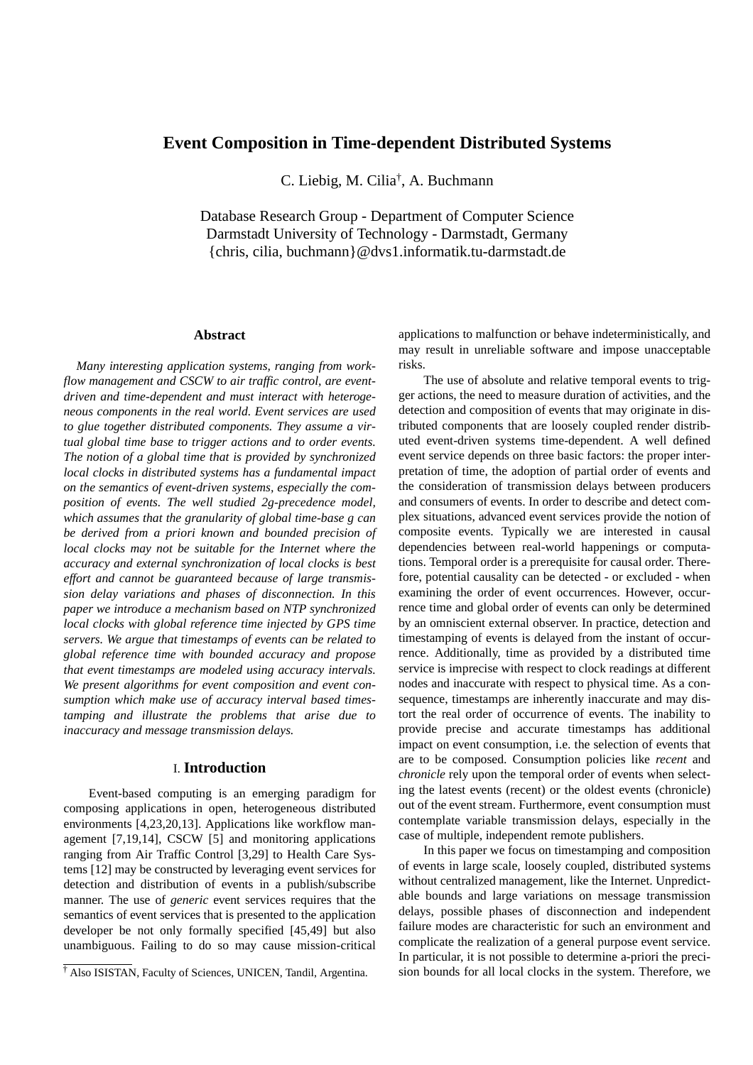# Event Composition in Time-dependent Distributed Systems

C. Liebig, M. Cilia[†], A. Buchmann

Database Research Group - Department of Computer Science
Darmstadt University of Technology - Darmstadt, Germany
{chris, cilia, buchmann}@dvs1.informatik.tu-darmstadt.de

### Abstract

*Many interesting application systems, ranging from workflow management and CSCW to air traffic control, are event-driven and time-dependent and must interact with heterogeneous components in the real world. Event services are used to glue together distributed components. They assume a virtual global time base to trigger actions and to order events. The notion of a global time that is provided by synchronized local clocks in distributed systems has a fundamental impact on the semantics of event-driven systems, especially the composition of events. The well studied 2g-precedence model, which assumes that the granularity of global time-base g can be derived from a priori known and bounded precision of local clocks may not be suitable for the Internet where the accuracy and external synchronization of local clocks is best effort and cannot be guaranteed because of large transmission delay variations and phases of disconnection. In this paper we introduce a mechanism based on NTP synchronized local clocks with global reference time injected by GPS time servers. We argue that timestamps of events can be related to global reference time with bounded accuracy and propose that event timestamps are modeled using accuracy intervals. We present algorithms for event composition and event consumption which make use of accuracy interval based timestamping and illustrate the problems that arise due to inaccuracy and message transmission delays.*

## I. Introduction

Event-based computing is an emerging paradigm for composing applications in open, heterogeneous distributed environments [4,23,20,13]. Applications like workflow management [7,19,14], CSCW [5] and monitoring applications ranging from Air Traffic Control [3,29] to Health Care Systems [12] may be constructed by leveraging event services for detection and distribution of events in a publish/subscribe manner. The use of *generic* event services requires that the semantics of event services that is presented to the application developer be not only formally specified [45,49] but also unambiguous. Failing to do so may cause mission-critical applications to malfunction or behave indeterministically, and may result in unreliable software and impose unacceptable risks.

The use of absolute and relative temporal events to trigger actions, the need to measure duration of activities, and the detection and composition of events that may originate in distributed components that are loosely coupled render distributed event-driven systems time-dependent. A well defined event service depends on three basic factors: the proper interpretation of time, the adoption of partial order of events and the consideration of transmission delays between producers and consumers of events. In order to describe and detect complex situations, advanced event services provide the notion of composite events. Typically we are interested in causal dependencies between real-world happenings or computations. Temporal order is a prerequisite for causal order. Therefore, potential causality can be detected - or excluded - when examining the order of event occurrences. However, occurrence time and global order of events can only be determined by an omniscient external observer. In practice, detection and timestamping of events is delayed from the instant of occurrence. Additionally, time as provided by a distributed time service is imprecise with respect to clock readings at different nodes and inaccurate with respect to physical time. As a consequence, timestamps are inherently inaccurate and may distort the real order of occurrence of events. The inability to provide precise and accurate timestamps has additional impact on event consumption, i.e. the selection of events that are to be composed. Consumption policies like *recent* and *chronicle* rely upon the temporal order of events when selecting the latest events (recent) or the oldest events (chronicle) out of the event stream. Furthermore, event consumption must contemplate variable transmission delays, especially in the case of multiple, independent remote publishers.

In this paper we focus on timestamping and composition of events in large scale, loosely coupled, distributed systems without centralized management, like the Internet. Unpredictable bounds and large variations on message transmission delays, possible phases of disconnection and independent failure modes are characteristic for such an environment and complicate the realization of a general purpose event service. In particular, it is not possible to determine a-priori the precision bounds for all local clocks in the system. Therefore, we

[†] Also ISISTAN, Faculty of Sciences, UNICEN, Tandil, Argentina.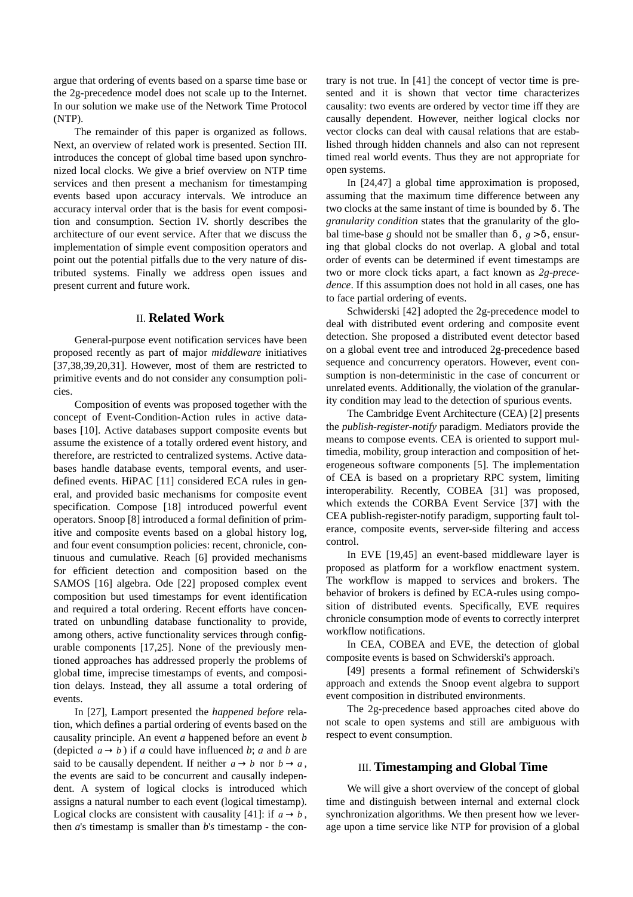argue that ordering of events based on a sparse time base or the 2g-precedence model does not scale up to the Internet. In our solution we make use of the Network Time Protocol (NTP).

The remainder of this paper is organized as follows. Next, an overview of related work is presented. Section III. introduces the concept of global time based upon synchronized local clocks. We give a brief overview on NTP time services and then present a mechanism for timestamping events based upon accuracy intervals. We introduce an accuracy interval order that is the basis for event composition and consumption. Section IV. shortly describes the architecture of our event service. After that we discuss the implementation of simple event composition operators and point out the potential pitfalls due to the very nature of distributed systems. Finally we address open issues and present current and future work.

## II. Related Work

General-purpose event notification services have been proposed recently as part of major *middleware* initiatives [37,38,39,20,31]. However, most of them are restricted to primitive events and do not consider any consumption policies.

Composition of events was proposed together with the concept of Event-Condition-Action rules in active databases [10]. Active databases support composite events but assume the existence of a totally ordered event history, and therefore, are restricted to centralized systems. Active databases handle database events, temporal events, and user-defined events. HiPAC [11] considered ECA rules in general, and provided basic mechanisms for composite event specification. Compose [18] introduced powerful event operators. Snoop [8] introduced a formal definition of primitive and composite events based on a global history log, and four event consumption policies: recent, chronicle, continuous and cumulative. Reach [6] provided mechanisms for efficient detection and composition based on the SAMOS [16] algebra. Ode [22] proposed complex event composition but used timestamps for event identification and required a total ordering. Recent efforts have concentrated on unbundling database functionality to provide, among others, active functionality services through configurable components [17,25]. None of the previously mentioned approaches has addressed properly the problems of global time, imprecise timestamps of events, and composition delays. Instead, they all assume a total ordering of events.

In [27], Lamport presented the *happened before* relation, which defines a partial ordering of events based on the causality principle. An event *a* happened before an event *b* (depicted $a \rightarrow b$) if *a* could have influenced *b*; *a* and *b* are said to be causally dependent. If neither $a \rightarrow b$ nor $b \rightarrow a$, the events are said to be concurrent and causally independent. A system of logical clocks is introduced which assigns a natural number to each event (logical timestamp). Logical clocks are consistent with causality [41]: if $a \rightarrow b$, then *a*'s timestamp is smaller than *b*'s timestamp - the contrary is not true. In [41] the concept of vector time is presented and it is shown that vector time characterizes causality: two events are ordered by vector time iff they are causally dependent. However, neither logical clocks nor vector clocks can deal with causal relations that are established through hidden channels and also can not represent timed real world events. Thus they are not appropriate for open systems.

In [24,47] a global time approximation is proposed, assuming that the maximum time difference between any two clocks at the same instant of time is bounded by $\delta$. The *granularity condition* states that the granularity of the global time-base *g* should not be smaller than $\delta$, $g > \delta$, ensuring that global clocks do not overlap. A global and total order of events can be determined if event timestamps are two or more clock ticks apart, a fact known as *2g-precedence*. If this assumption does not hold in all cases, one has to face partial ordering of events.

Schwiderski [42] adopted the 2g-precedence model to deal with distributed event ordering and composite event detection. She proposed a distributed event detector based on a global event tree and introduced 2g-precedence based sequence and concurrency operators. However, event consumption is non-deterministic in the case of concurrent or unrelated events. Additionally, the violation of the granularity condition may lead to the detection of spurious events.

The Cambridge Event Architecture (CEA) [2] presents the *publish-register-notify* paradigm. Mediators provide the means to compose events. CEA is oriented to support multimedia, mobility, group interaction and composition of heterogeneous software components [5]. The implementation of CEA is based on a proprietary RPC system, limiting interoperability. Recently, COBEA [31] was proposed, which extends the CORBA Event Service [37] with the CEA publish-register-notify paradigm, supporting fault tolerance, composite events, server-side filtering and access control.

In EVE [19,45] an event-based middleware layer is proposed as platform for a workflow enactment system. The workflow is mapped to services and brokers. The behavior of brokers is defined by ECA-rules using composition of distributed events. Specifically, EVE requires chronicle consumption mode of events to correctly interpret workflow notifications.

In CEA, COBEA and EVE, the detection of global composite events is based on Schwiderski's approach.

[49] presents a formal refinement of Schwiderski's approach and extends the Snoop event algebra to support event composition in distributed environments.

The 2g-precedence based approaches cited above do not scale to open systems and still are ambiguous with respect to event consumption.

## III. Timestamping and Global Time

We will give a short overview of the concept of global time and distinguish between internal and external clock synchronization algorithms. We then present how we leverage upon a time service like NTP for provision of a global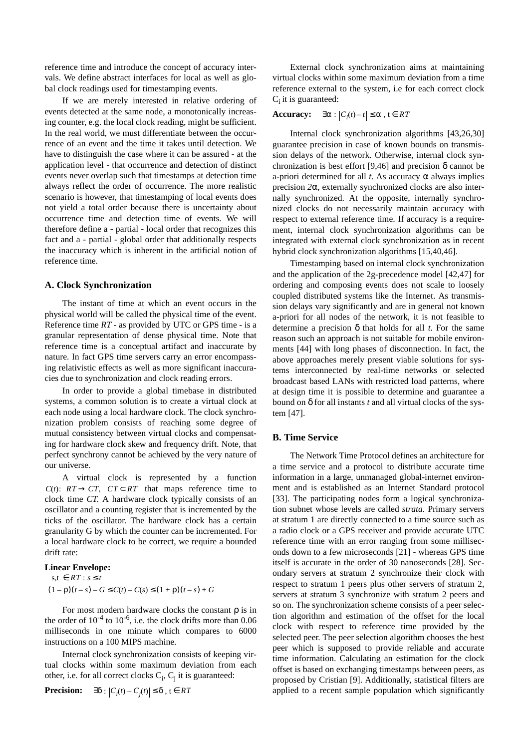reference time and introduce the concept of accuracy intervals. We define abstract interfaces for local as well as global clock readings used for timestamping events.

If we are merely interested in relative ordering of events detected at the same node, a monotonically increasing counter, e.g. the local clock reading, might be sufficient. In the real world, we must differentiate between the occurrence of an event and the time it takes until detection. We have to distinguish the case where it can be assured - at the application level - that occurrence and detection of distinct events never overlap such that timestamps at detection time always reflect the order of occurrence. The more realistic scenario is however, that timestamping of local events does not yield a total order because there is uncertainty about occurrence time and detection time of events. We will therefore define a - partial - local order that recognizes this fact and a - partial - global order that additionally respects the inaccuracy which is inherent in the artificial notion of reference time.

## A. Clock Synchronization

The instant of time at which an event occurs in the physical world will be called the physical time of the event. Reference time *RT* - as provided by UTC or GPS time - is a granular representation of dense physical time. Note that reference time is a conceptual artifact and inaccurate by nature. In fact GPS time servers carry an error encompassing relativistic effects as well as more significant inaccuracies due to synchronization and clock reading errors.

In order to provide a global timebase in distributed systems, a common solution is to create a virtual clock at each node using a local hardware clock. The clock synchronization problem consists of reaching some degree of mutual consistency between virtual clocks and compensating for hardware clock skew and frequency drift. Note, that perfect synchrony cannot be achieved by the very nature of our universe.

A virtual clock is represented by a function $C(t)\colon\ RT \to CT,\ \ CT \subset RT$ that maps reference time to clock time *CT*. A hardware clock typically consists of an oscillator and a counting register that is incremented by the ticks of the oscillator. The hardware clock has a certain granularity G by which the counter can be incremented. For a local hardware clock to be correct, we require a bounded drift rate:

**Linear Envelope:**

$$s,t \in RT : s \le t$$
$$(1-\rho)(t-s) - G \le C(t) - C(s) \le (1+\rho)(t-s) + G$$

For most modern hardware clocks the constant $\rho$ is in the order of $10^{-4}$ to $10^{-6}$, i.e. the clock drifts more than 0.06 milliseconds in one minute which compares to 6000 instructions on a 100 MIPS machine.

Internal clock synchronization consists of keeping virtual clocks within some maximum deviation from each other, i.e. for all correct clocks $C_i$, $C_j$ it is guaranteed:

**Precision:** $\exists\delta : |C_i(t) - C_j(t)| \le \delta\ ,\ t \in RT$

External clock synchronization aims at maintaining virtual clocks within some maximum deviation from a time reference external to the system, i.e for each correct clock $C_i$ it is guaranteed:

**Accuracy:** $\exists\alpha : |C_i(t) - t| \le \alpha\ ,\ t \in RT$

Internal clock synchronization algorithms [43,26,30] guarantee precision in case of known bounds on transmission delays of the network. Otherwise, internal clock synchronization is best effort [9,46] and precision $\delta$ cannot be a-priori determined for all *t*. As accuracy $\alpha$ always implies precision $2\alpha$, externally synchronized clocks are also internally synchronized. At the opposite, internally synchronized clocks do not necessarily maintain accuracy with respect to external reference time. If accuracy is a requirement, internal clock synchronization algorithms can be integrated with external clock synchronization as in recent hybrid clock synchronization algorithms [15,40,46].

Timestamping based on internal clock synchronization and the application of the 2g-precedence model [42,47] for ordering and composing events does not scale to loosely coupled distributed systems like the Internet. As transmission delays vary significantly and are in general not known a-priori for all nodes of the network, it is not feasible to determine a precision $\delta$ that holds for all *t*. For the same reason such an approach is not suitable for mobile environments [44] with long phases of disconnection. In fact, the above approaches merely present viable solutions for systems interconnected by real-time networks or selected broadcast based LANs with restricted load patterns, where at design time it is possible to determine and guarantee a bound on $\delta$ for all instants *t* and all virtual clocks of the system [47].

## B. Time Service

The Network Time Protocol defines an architecture for a time service and a protocol to distribute accurate time information in a large, unmanaged global-internet environment and is established as an Internet Standard protocol [33]. The participating nodes form a logical synchronization subnet whose levels are called *strata*. Primary servers at stratum 1 are directly connected to a time source such as a radio clock or a GPS receiver and provide accurate UTC reference time with an error ranging from some milliseconds down to a few microseconds [21] - whereas GPS time itself is accurate in the order of 30 nanoseconds [28]. Secondary servers at stratum 2 synchronize their clock with respect to stratum 1 peers plus other servers of stratum 2, servers at stratum 3 synchronize with stratum 2 peers and so on. The synchronization scheme consists of a peer selection algorithm and estimation of the offset for the local clock with respect to reference time provided by the selected peer. The peer selection algorithm chooses the best peer which is supposed to provide reliable and accurate time information. Calculating an estimation for the clock offset is based on exchanging timestamps between peers, as proposed by Cristian [9]. Additionally, statistical filters are applied to a recent sample population which significantly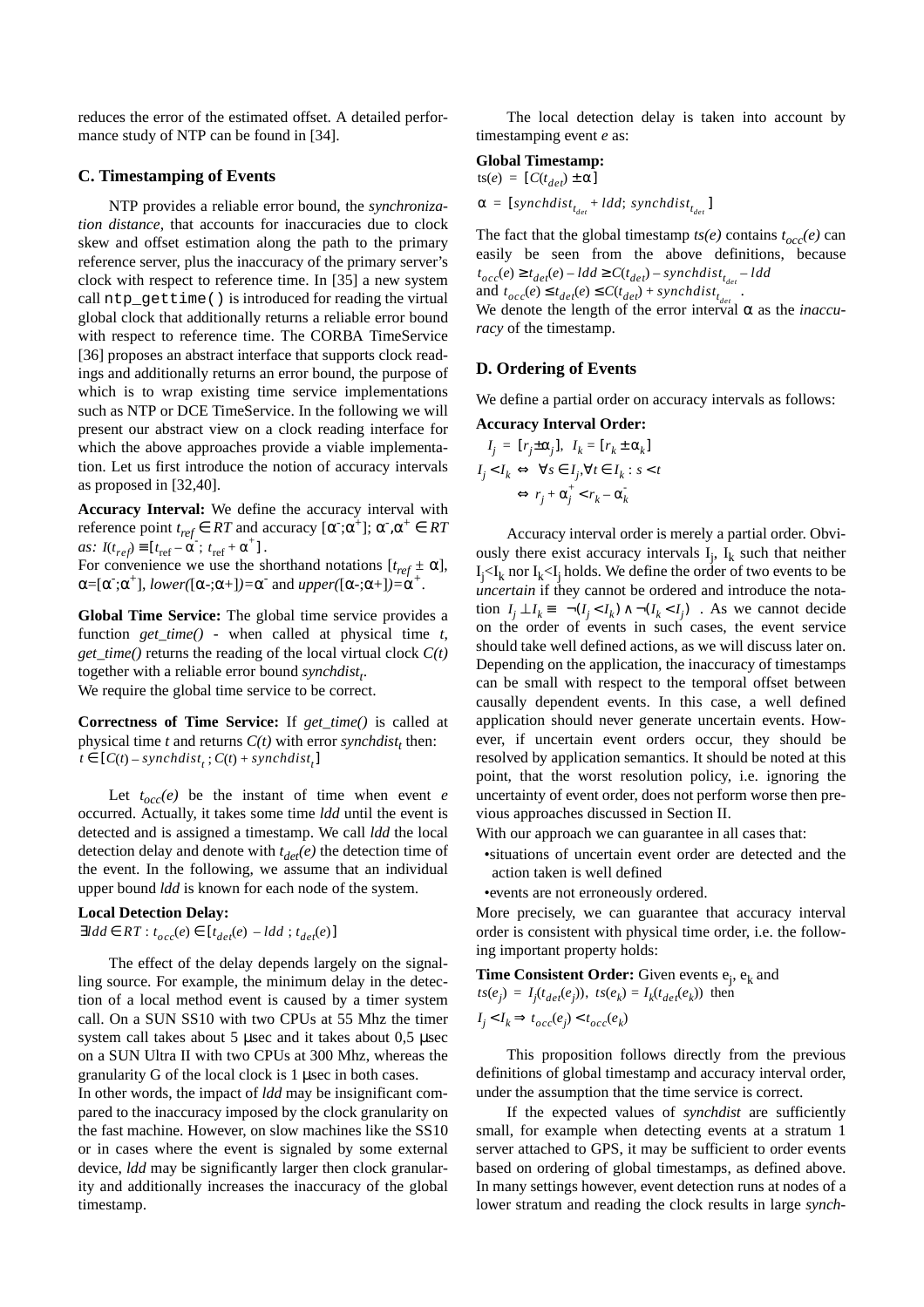reduces the error of the estimated offset. A detailed performance study of NTP can be found in [34].

### C. Timestamping of Events

NTP provides a reliable error bound, the *synchronization distance*, that accounts for inaccuracies due to clock skew and offset estimation along the path to the primary reference server, plus the inaccuracy of the primary server's clock with respect to reference time. In [35] a new system call `ntp_gettime()` is introduced for reading the virtual global clock that additionally returns a reliable error bound with respect to reference time. The CORBA TimeService [36] proposes an abstract interface that supports clock readings and additionally returns an error bound, the purpose of which is to wrap existing time service implementations such as NTP or DCE TimeService. In the following we will present our abstract view on a clock reading interface for which the above approaches provide a viable implementation. Let us first introduce the notion of accuracy intervals as proposed in [32,40].

**Accuracy Interval:** We define the accuracy interval with reference point $t_{ref} \in RT$ and accuracy $[\alpha^-;\alpha^+]$; $\alpha^-,\alpha^+ \in RT$ *as:* $I(t_{ref}) \equiv [t_{\text{ref}} - \alpha^-;\ t_{\text{ref}} + \alpha^+]$.
For convenience we use the shorthand notations $[t_{ref} \pm \alpha]$, $\alpha=[\alpha^-;\alpha^+]$, $lower([\alpha-;\alpha+])=\alpha^-$ and $upper([\alpha-;\alpha+])=\alpha^+$.

**Global Time Service:** The global time service provides a function *get_time()* - when called at physical time *t*, *get_time()* returns the reading of the local virtual clock *C(t)* together with a reliable error bound $synchdist_t$.
We require the global time service to be correct.

**Correctness of Time Service:** If *get_time()* is called at physical time *t* and returns *C(t)* with error $synchdist_t$ then:
$t \in [C(t) - synchdist_t\ ;\ C(t) + synchdist_t]$

Let $t_{occ}(e)$ be the instant of time when event *e* occurred. Actually, it takes some time *ldd* until the event is detected and is assigned a timestamp. We call *ldd* the local detection delay and denote with $t_{det}(e)$ the detection time of the event. In the following, we assume that an individual upper bound *ldd* is known for each node of the system.

**Local Detection Delay:**
$\exists ldd \in RT : t_{occ}(e) \in [t_{det}(e) - ldd\ ;\ t_{det}(e)]$

The effect of the delay depends largely on the signalling source. For example, the minimum delay in the detection of a local method event is caused by a timer system call. On a SUN SS10 with two CPUs at 55 Mhz the timer system call takes about 5 µsec and it takes about 0,5 µsec on a SUN Ultra II with two CPUs at 300 Mhz, whereas the granularity G of the local clock is 1 µsec in both cases.
In other words, the impact of *ldd* may be insignificant compared to the inaccuracy imposed by the clock granularity on the fast machine. However, on slow machines like the SS10 or in cases where the event is signaled by some external device, *ldd* may be significantly larger then clock granularity and additionally increases the inaccuracy of the global timestamp.

The local detection delay is taken into account by timestamping event *e* as:

**Global Timestamp:**
$ts(e) = [C(t_{det}) \pm \alpha]$

$\alpha = [synchdist_{t_{det}} + ldd;\ synchdist_{t_{det}}]$

The fact that the global timestamp *ts(e)* contains $t_{occ}(e)$ can easily be seen from the above definitions, because $t_{occ}(e) \geq t_{det}(e) - ldd \geq C(t_{det}) - synchdist_{t_{det}} - ldd$
and $t_{occ}(e) \leq t_{det}(e) \leq C(t_{det}) + synchdist_{t_{det}}$.
We denote the length of the error interval $\alpha$ as the *inaccuracy* of the timestamp.

### D. Ordering of Events

We define a partial order on accuracy intervals as follows:

**Accuracy Interval Order:**

$$I_j = [r_j \pm \alpha_j],\ \ I_k = [r_k \pm \alpha_k]$$
$$I_j < I_k \Leftrightarrow \forall s \in I_j, \forall t \in I_k : s < t$$
$$\Leftrightarrow r_j + \alpha_j^+ < r_k - \alpha_k^-$$

Accuracy interval order is merely a partial order. Obviously there exist accuracy intervals $I_j$, $I_k$ such that neither $I_j<I_k$ nor $I_k<I_j$ holds. We define the order of two events to be *uncertain* if they cannot be ordered and introduce the notation $I_j \perp I_k \equiv \neg(I_j < I_k) \wedge \neg(I_k < I_j)$. As we cannot decide on the order of events in such cases, the event service should take well defined actions, as we will discuss later on. Depending on the application, the inaccuracy of timestamps can be small with respect to the temporal offset between causally dependent events. In this case, a well defined application should never generate uncertain events. However, if uncertain event orders occur, they should be resolved by application semantics. It should be noted at this point, that the worst resolution policy, i.e. ignoring the uncertainty of event order, does not perform worse then previous approaches discussed in Section II.
With our approach we can guarantee in all cases that:

- situations of uncertain event order are detected and the action taken is well defined
- events are not erroneously ordered.

More precisely, we can guarantee that accuracy interval order is consistent with physical time order, i.e. the following important property holds:

**Time Consistent Order:** Given events $e_j$, $e_k$ and $ts(e_j) = I_j(t_{det}(e_j))$, $ts(e_k) = I_k(t_{det}(e_k))$ then
$I_j < I_k \Rightarrow t_{occ}(e_j) < t_{occ}(e_k)$

This proposition follows directly from the previous definitions of global timestamp and accuracy interval order, under the assumption that the time service is correct.

If the expected values of *synchdist* are sufficiently small, for example when detecting events at a stratum 1 server attached to GPS, it may be sufficient to order events based on ordering of global timestamps, as defined above. In many settings however, event detection runs at nodes of a lower stratum and reading the clock results in large *synch-*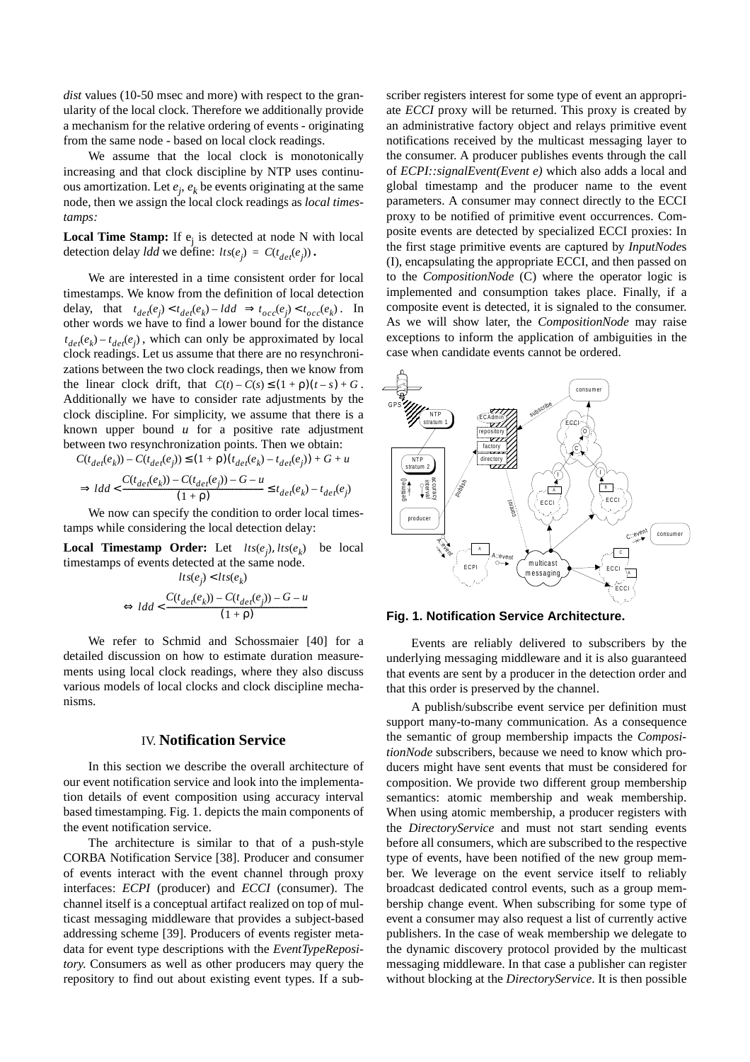*dist* values (10-50 msec and more) with respect to the granularity of the local clock. Therefore we additionally provide a mechanism for the relative ordering of events - originating from the same node - based on local clock readings.

We assume that the local clock is monotonically increasing and that clock discipline by NTP uses continuous amortization. Let $e_j$, $e_k$ be events originating at the same node, then we assign the local clock readings as *local timestamps:*

**Local Time Stamp:** If $e_j$ is detected at node N with local detection delay *ldd* we define: $lts(e_j) = C(t_{det}(e_j))$ **.**

We are interested in a time consistent order for local timestamps. We know from the definition of local detection delay, that $t_{det}(e_j) < t_{det}(e_k) - ldd \Rightarrow t_{occ}(e_j) < t_{occ}(e_k)$. In other words we have to find a lower bound for the distance $t_{det}(e_k) - t_{det}(e_j)$, which can only be approximated by local clock readings. Let us assume that there are no resynchronizations between the two clock readings, then we know from the linear clock drift, that $C(t) - C(s) \le (1 + \rho)(t - s) + G$. Additionally we have to consider rate adjustments by the clock discipline. For simplicity, we assume that there is a known upper bound $u$ for a positive rate adjustment between two resynchronization points. Then we obtain:

$$C(t_{det}(e_k)) - C(t_{det}(e_j)) \le (1 + \rho)(t_{det}(e_k) - t_{det}(e_j)) + G + u$$

$$\Rightarrow ldd < \frac{C(t_{det}(e_k)) - C(t_{det}(e_j)) - G - u}{(1 + \rho)} \le t_{det}(e_k) - t_{det}(e_j)$$

We now can specify the condition to order local timestamps while considering the local detection delay:

**Local Timestamp Order:** Let $lts(e_j), lts(e_k)$ be local timestamps of events detected at the same node.

$$lts(e_j) < lts(e_k)$$

$$\Leftrightarrow ldd < \frac{C(t_{det}(e_k)) - C(t_{det}(e_j)) - G - u}{(1 + \rho)}$$

We refer to Schmid and Schossmaier [40] for a detailed discussion on how to estimate duration measurements using local clock readings, where they also discuss various models of local clocks and clock discipline mechanisms.

## IV. Notification Service

In this section we describe the overall architecture of our event notification service and look into the implementation details of event composition using accuracy interval based timestamping. Fig. 1. depicts the main components of the event notification service.

The architecture is similar to that of a push-style CORBA Notification Service [38]. Producer and consumer of events interact with the event channel through proxy interfaces: *ECPI* (producer) and *ECCI* (consumer). The channel itself is a conceptual artifact realized on top of multicast messaging middleware that provides a subject-based addressing scheme [39]. Producers of events register metadata for event type descriptions with the *EventTypeRepository.* Consumers as well as other producers may query the repository to find out about existing event types. If a subscriber registers interest for some type of event an appropriate *ECCI* proxy will be returned. This proxy is created by an administrative factory object and relays primitive event notifications received by the multicast messaging layer to the consumer. A producer publishes events through the call of *ECPI::signalEvent(Event e)* which also adds a local and global timestamp and the producer name to the event parameters. A consumer may connect directly to the ECCI proxy to be notified of primitive event occurrences. Composite events are detected by specialized ECCI proxies: In the first stage primitive events are captured by *InputNode*s (I), encapsulating the appropriate ECCI, and then passed on to the *CompositionNode* (C) where the operator logic is implemented and consumption takes place. Finally, if a composite event is detected, it is signaled to the consumer. As we will show later, the *CompositionNode* may raise exceptions to inform the application of ambiguities in the case when candidate events cannot be ordered.

GPS
NTP stratum 1
NTP stratum 2
gettime()
accuracy interval
producer
ECAdmin
repository
factory
directory
publish
control
subscribe
consumer
ECCI
O
C
I
I
A
B
ECCI
ECCI
C::event
consumer
A::event
A
A::event
ECPI
multicast messaging
C
ECCI
A
ECCI

**Fig. 1. Notification Service Architecture.**

Events are reliably delivered to subscribers by the underlying messaging middleware and it is also guaranteed that events are sent by a producer in the detection order and that this order is preserved by the channel.

A publish/subscribe event service per definition must support many-to-many communication. As a consequence the semantic of group membership impacts the *CompositionNode* subscribers, because we need to know which producers might have sent events that must be considered for composition. We provide two different group membership semantics: atomic membership and weak membership. When using atomic membership, a producer registers with the *DirectoryService* and must not start sending events before all consumers, which are subscribed to the respective type of events, have been notified of the new group member. We leverage on the event service itself to reliably broadcast dedicated control events, such as a group membership change event. When subscribing for some type of event a consumer may also request a list of currently active publishers. In the case of weak membership we delegate to the dynamic discovery protocol provided by the multicast messaging middleware. In that case a publisher can register without blocking at the *DirectoryService*. It is then possible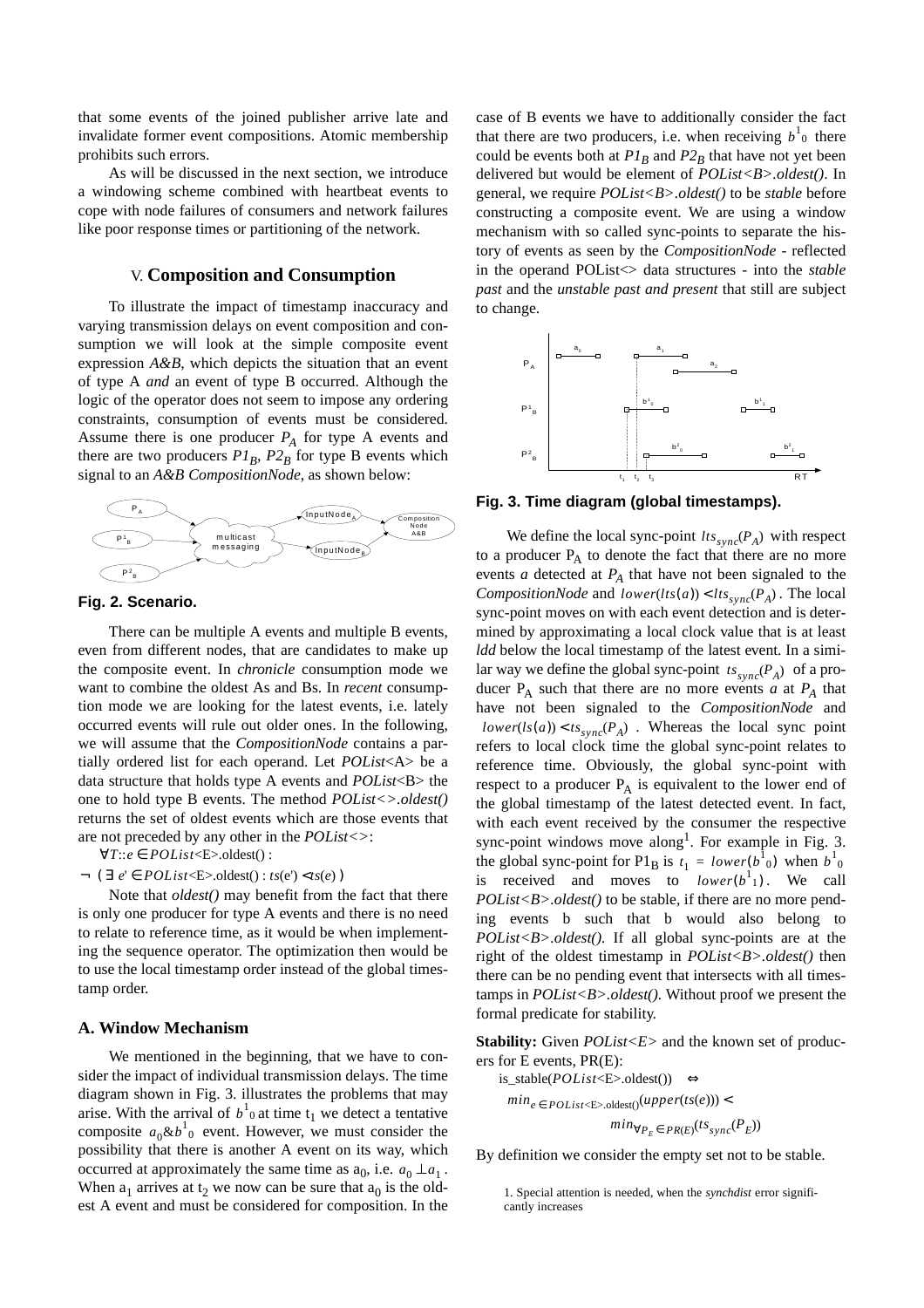that some events of the joined publisher arrive late and invalidate former event compositions. Atomic membership prohibits such errors.

As will be discussed in the next section, we introduce a windowing scheme combined with heartbeat events to cope with node failures of consumers and network failures like poor response times or partitioning of the network.

## V. Composition and Consumption

To illustrate the impact of timestamp inaccuracy and varying transmission delays on event composition and consumption we will look at the simple composite event expression *A&B*, which depicts the situation that an event of type A *and* an event of type B occurred. Although the logic of the operator does not seem to impose any ordering constraints, consumption of events must be considered. Assume there is one producer $P_A$ for type A events and there are two producers $P1_B$, $P2_B$ for type B events which signal to an *A&B CompositionNode*, as shown below:

**Fig. 2. Scenario.**

There can be multiple A events and multiple B events, even from different nodes, that are candidates to make up the composite event. In *chronicle* consumption mode we want to combine the oldest As and Bs. In *recent* consumption mode we are looking for the latest events, i.e. lately occurred events will rule out older ones. In the following, we will assume that the *CompositionNode* contains a partially ordered list for each operand. Let *POList*<A> be a data structure that holds type A events and *POList*<B> the one to hold type B events. The method *POList<>.oldest()* returns the set of oldest events which are those events that are not preceded by any other in the *POList<>*:

$$\forall T{::}e \in POList\text{<E>.oldest()} :$$
$$\neg\ (\exists\ e' \in POList\text{<E>.oldest()} : ts(e') < ts(e))$$

Note that *oldest()* may benefit from the fact that there is only one producer for type A events and there is no need to relate to reference time, as it would be when implementing the sequence operator. The optimization then would be to use the local timestamp order instead of the global timestamp order.

### A. Window Mechanism

We mentioned in the beginning, that we have to consider the impact of individual transmission delays. The time diagram shown in Fig. 3. illustrates the problems that may arise. With the arrival of $b^1{}_0$ at time $t_1$ we detect a tentative composite $a_0 \& b^1{}_0$ event. However, we must consider the possibility that there is another A event on its way, which occurred at approximately the same time as $a_0$, i.e. $a_0 \perp a_1$. When $a_1$ arrives at $t_2$ we now can be sure that $a_0$ is the oldest A event and must be considered for composition. In the case of B events we have to additionally consider the fact that there are two producers, i.e. when receiving $b^1{}_0$ there could be events both at $P1_B$ and $P2_B$ that have not yet been delivered but would be element of *POList<B>.oldest()*. In general, we require *POList<B>.oldest()* to be *stable* before constructing a composite event. We are using a window mechanism with so called sync-points to separate the history of events as seen by the *CompositionNode* - reflected in the operand POList<> data structures - into the *stable past* and the *unstable past and present* that still are subject to change.

**Fig. 3. Time diagram (global timestamps).**

We define the local sync-point $lts_{sync}(P_A)$ with respect to a producer $P_A$ to denote the fact that there are no more events *a* detected at $P_A$ that have not been signaled to the *CompositionNode* and $lower(lts(a)) < lts_{sync}(P_A)$. The local sync-point moves on with each event detection and is determined by approximating a local clock value that is at least *ldd* below the local timestamp of the latest event. In a similar way we define the global sync-point $ts_{sync}(P_A)$ of a producer $P_A$ such that there are no more events *a* at $P_A$ that have not been signaled to the *CompositionNode* and $lower(ts(a)) < ts_{sync}(P_A)$. Whereas the local sync point refers to local clock time the global sync-point relates to reference time. Obviously, the global sync-point with respect to a producer $P_A$ is equivalent to the lower end of the global timestamp of the latest detected event. In fact, with each event received by the consumer the respective sync-point windows move along[1]. For example in Fig. 3. the global sync-point for $P1_B$ is $t_1 = lower(b^1{}_0)$ when $b^1{}_0$ is received and moves to $lower(b^1{}_1)$. We call *POList<B>.oldest()* to be stable, if there are no more pending events b such that b would also belong to *POList<B>.oldest()*. If all global sync-points are at the right of the oldest timestamp in *POList<B>.oldest()* then there can be no pending event that intersects with all timestamps in *POList<B>.oldest()*. Without proof we present the formal predicate for stability.

**Stability:** Given *POList<E>* and the known set of producers for E events, PR(E):

$$\text{is\_stable}(POList\text{<E>.oldest()}) \quad \Leftrightarrow$$
$$min_{e \in POList\text{<E>.oldest()}}(upper(ts(e))) <$$
$$min_{\forall P_E \in PR(E)}(ts_{sync}(P_E))$$

By definition we consider the empty set not to be stable.

1. Special attention is needed, when the *synchdist* error significantly increases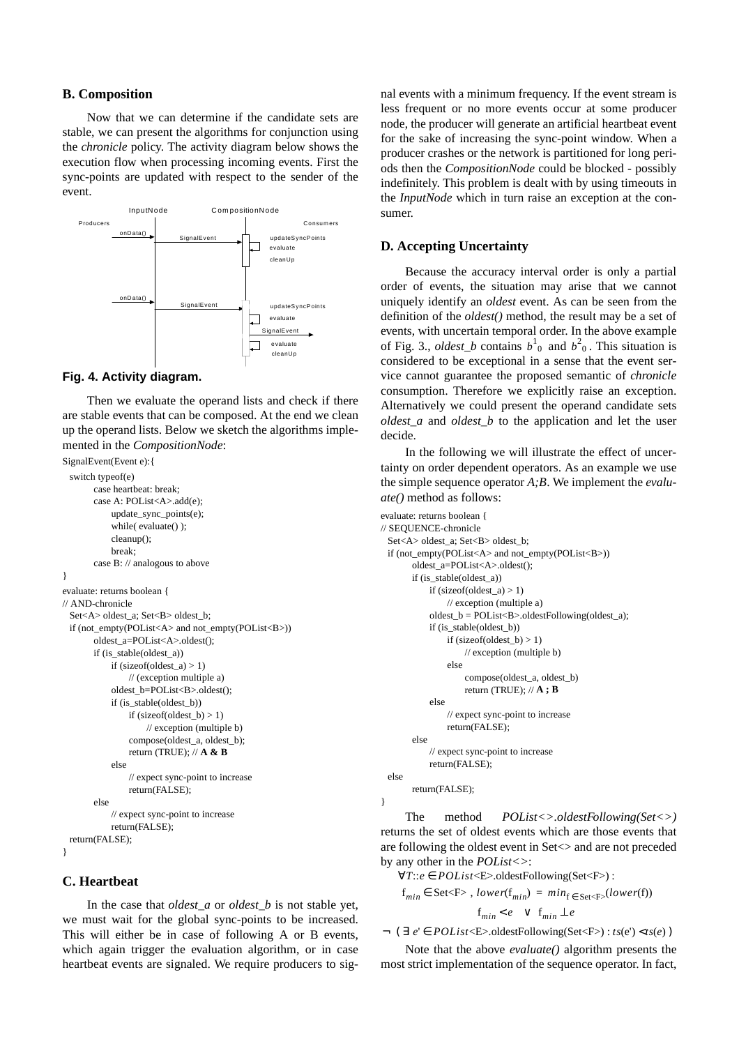### B. Composition

Now that we can determine if the candidate sets are stable, we can present the algorithms for conjunction using the *chronicle* policy. The activity diagram below shows the execution flow when processing incoming events. First the sync-points are updated with respect to the sender of the event.

**Fig. 4. Activity diagram.**

Then we evaluate the operand lists and check if there are stable events that can be composed. At the end we clean up the operand lists. Below we sketch the algorithms implemented in the *CompositionNode*:

```
SignalEvent(Event e):{
  switch typeof(e)
        case heartbeat: break;
        case A: POList<A>.add(e);
              update_sync_points(e);
              while( evaluate() );
              cleanup();
              break;
        case B: // analogous to above
}
evaluate: returns boolean {
// AND-chronicle
  Set<A> oldest_a; Set<B> oldest_b;
  if (not_empty(POList<A> and not_empty(POList<B>))
        oldest_a=POList<A>.oldest();
        if (is_stable(oldest_a))
              if (sizeof(oldest_a) > 1)
                    // (exception multiple a)
              oldest_b=POList<B>.oldest();
              if (is_stable(oldest_b))
                    if (sizeof(oldest_b) > 1)
                          // exception (multiple b)
                    compose(oldest_a, oldest_b);
                    return (TRUE); // A & B
              else
                    // expect sync-point to increase
                    return(FALSE);
        else
              // expect sync-point to increase
              return(FALSE);
  return(FALSE);
}
```

### C. Heartbeat

In the case that *oldest_a* or *oldest_b* is not stable yet, we must wait for the global sync-points to be increased. This will either be in case of following A or B events, which again trigger the evaluation algorithm, or in case heartbeat events are signaled. We require producers to signal events with a minimum frequency. If the event stream is less frequent or no more events occur at some producer node, the producer will generate an artificial heartbeat event for the sake of increasing the sync-point window. When a producer crashes or the network is partitioned for long periods then the *CompositionNode* could be blocked - possibly indefinitely. This problem is dealt with by using timeouts in the *InputNode* which in turn raise an exception at the consumer.

### D. Accepting Uncertainty

Because the accuracy interval order is only a partial order of events, the situation may arise that we cannot uniquely identify an *oldest* event. As can be seen from the definition of the *oldest()* method, the result may be a set of events, with uncertain temporal order. In the above example of Fig. 3., *oldest_b* contains $b^1_0$ and $b^2_0$. This situation is considered to be exceptional in a sense that the event service cannot guarantee the proposed semantic of *chronicle* consumption. Therefore we explicitly raise an exception. Alternatively we could present the operand candidate sets *oldest_a* and *oldest_b* to the application and let the user decide.

In the following we will illustrate the effect of uncertainty on order dependent operators. As an example we use the simple sequence operator *A;B*. We implement the *evaluate()* method as follows:

```
evaluate: returns boolean {
// SEQUENCE-chronicle
  Set<A> oldest_a; Set<B> oldest_b;
  if (not_empty(POList<A> and not_empty(POList<B>))
        oldest_a=POList<A>.oldest();
        if (is_stable(oldest_a))
              if (sizeof(oldest_a) > 1)
                    // exception (multiple a)
              oldest_b = POList<B>.oldestFollowing(oldest_a);
              if (is_stable(oldest_b))
                    if (sizeof(oldest_b) > 1)
                          // exception (multiple b)
                    else
                          compose(oldest_a, oldest_b)
                          return (TRUE); // A ; B
              else
                    // expect sync-point to increase
                    return(FALSE);
        else
              // expect sync-point to increase
              return(FALSE);
  else
        return(FALSE);
}
```

The method *POList<>.oldestFollowing(Set<>)* returns the set of oldest events which are those events that are following the oldest event in Set<> and are not preceded by any other in the *POList<>*:

$$\forall T::e \in POList\text{<E>.oldestFollowing(Set<F>)}:$$

$$f_{min} \in \text{Set<F>},\ lower(f_{min}) = min_{f \in \text{Set<F>}}(lower(f))$$

$$f_{min} < e \quad \vee \quad f_{min} \perp e$$

$$\neg\ (\exists\ e' \in POList\text{<E>.oldestFollowing(Set<F>)} : ts(e') < ts(e)\ )$$

Note that the above *evaluate()* algorithm presents the most strict implementation of the sequence operator. In fact,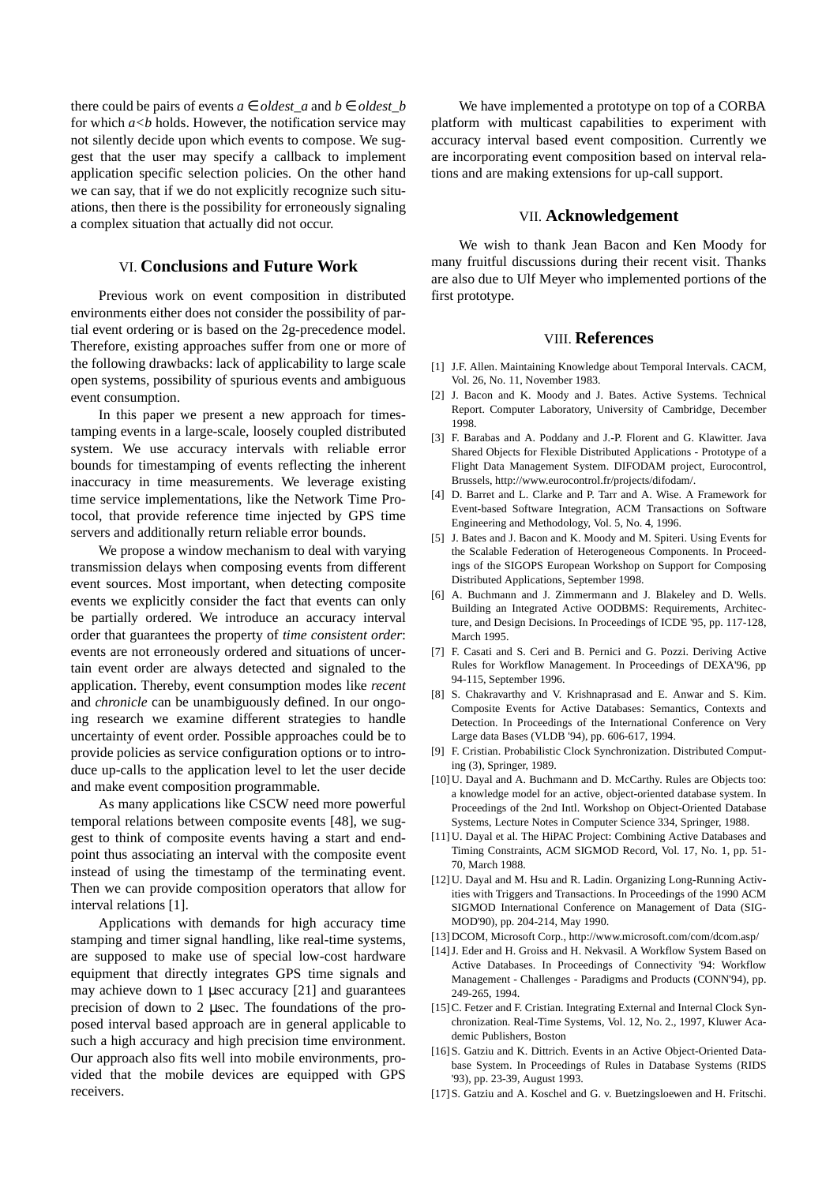there could be pairs of events $a \in oldest\_a$ and $b \in oldest\_b$ for which $a<b$ holds. However, the notification service may not silently decide upon which events to compose. We suggest that the user may specify a callback to implement application specific selection policies. On the other hand we can say, that if we do not explicitly recognize such situations, then there is the possibility for erroneously signaling a complex situation that actually did not occur.

## VI. Conclusions and Future Work

Previous work on event composition in distributed environments either does not consider the possibility of partial event ordering or is based on the 2g-precedence model. Therefore, existing approaches suffer from one or more of the following drawbacks: lack of applicability to large scale open systems, possibility of spurious events and ambiguous event consumption.

In this paper we present a new approach for timestamping events in a large-scale, loosely coupled distributed system. We use accuracy intervals with reliable error bounds for timestamping of events reflecting the inherent inaccuracy in time measurements. We leverage existing time service implementations, like the Network Time Protocol, that provide reference time injected by GPS time servers and additionally return reliable error bounds.

We propose a window mechanism to deal with varying transmission delays when composing events from different event sources. Most important, when detecting composite events we explicitly consider the fact that events can only be partially ordered. We introduce an accuracy interval order that guarantees the property of *time consistent order*: events are not erroneously ordered and situations of uncertain event order are always detected and signaled to the application. Thereby, event consumption modes like *recent* and *chronicle* can be unambiguously defined. In our ongoing research we examine different strategies to handle uncertainty of event order. Possible approaches could be to provide policies as service configuration options or to introduce up-calls to the application level to let the user decide and make event composition programmable.

As many applications like CSCW need more powerful temporal relations between composite events [48], we suggest to think of composite events having a start and endpoint thus associating an interval with the composite event instead of using the timestamp of the terminating event. Then we can provide composition operators that allow for interval relations [1].

Applications with demands for high accuracy time stamping and timer signal handling, like real-time systems, are supposed to make use of special low-cost hardware equipment that directly integrates GPS time signals and may achieve down to 1 μsec accuracy [21] and guarantees precision of down to 2 μsec. The foundations of the proposed interval based approach are in general applicable to such a high accuracy and high precision time environment. Our approach also fits well into mobile environments, provided that the mobile devices are equipped with GPS receivers.

We have implemented a prototype on top of a CORBA platform with multicast capabilities to experiment with accuracy interval based event composition. Currently we are incorporating event composition based on interval relations and are making extensions for up-call support.

## VII. Acknowledgement

We wish to thank Jean Bacon and Ken Moody for many fruitful discussions during their recent visit. Thanks are also due to Ulf Meyer who implemented portions of the first prototype.

## VIII. References

[1] J.F. Allen. Maintaining Knowledge about Temporal Intervals. CACM, Vol. 26, No. 11, November 1983.

[2] J. Bacon and K. Moody and J. Bates. Active Systems. Technical Report. Computer Laboratory, University of Cambridge, December 1998.

[3] F. Barabas and A. Poddany and J.-P. Florent and G. Klawitter. Java Shared Objects for Flexible Distributed Applications - Prototype of a Flight Data Management System. DIFODAM project, Eurocontrol, Brussels, http://www.eurocontrol.fr/projects/difodam/.

[4] D. Barret and L. Clarke and P. Tarr and A. Wise. A Framework for Event-based Software Integration, ACM Transactions on Software Engineering and Methodology, Vol. 5, No. 4, 1996.

[5] J. Bates and J. Bacon and K. Moody and M. Spiteri. Using Events for the Scalable Federation of Heterogeneous Components. In Proceedings of the SIGOPS European Workshop on Support for Composing Distributed Applications, September 1998.

[6] A. Buchmann and J. Zimmermann and J. Blakeley and D. Wells. Building an Integrated Active OODBMS: Requirements, Architecture, and Design Decisions. In Proceedings of ICDE '95, pp. 117-128, March 1995.

[7] F. Casati and S. Ceri and B. Pernici and G. Pozzi. Deriving Active Rules for Workflow Management. In Proceedings of DEXA'96, pp 94-115, September 1996.

[8] S. Chakravarthy and V. Krishnaprasad and E. Anwar and S. Kim. Composite Events for Active Databases: Semantics, Contexts and Detection. In Proceedings of the International Conference on Very Large data Bases (VLDB '94), pp. 606-617, 1994.

[9] F. Cristian. Probabilistic Clock Synchronization. Distributed Computing (3), Springer, 1989.

[10] U. Dayal and A. Buchmann and D. McCarthy. Rules are Objects too: a knowledge model for an active, object-oriented database system. In Proceedings of the 2nd Intl. Workshop on Object-Oriented Database Systems, Lecture Notes in Computer Science 334, Springer, 1988.

[11] U. Dayal et al. The HiPAC Project: Combining Active Databases and Timing Constraints, ACM SIGMOD Record, Vol. 17, No. 1, pp. 51-70, March 1988.

[12] U. Dayal and M. Hsu and R. Ladin. Organizing Long-Running Activities with Triggers and Transactions. In Proceedings of the 1990 ACM SIGMOD International Conference on Management of Data (SIGMOD'90), pp. 204-214, May 1990.

[13] DCOM, Microsoft Corp., http://www.microsoft.com/com/dcom.asp/

[14] J. Eder and H. Groiss and H. Nekvasil. A Workflow System Based on Active Databases. In Proceedings of Connectivity '94: Workflow Management - Challenges - Paradigms and Products (CONN'94), pp. 249-265, 1994.

[15] C. Fetzer and F. Cristian. Integrating External and Internal Clock Synchronization. Real-Time Systems, Vol. 12, No. 2., 1997, Kluwer Academic Publishers, Boston

[16] S. Gatziu and K. Dittrich. Events in an Active Object-Oriented Database System. In Proceedings of Rules in Database Systems (RIDS '93), pp. 23-39, August 1993.

[17] S. Gatziu and A. Koschel and G. v. Buetzingsloewen and H. Fritschi.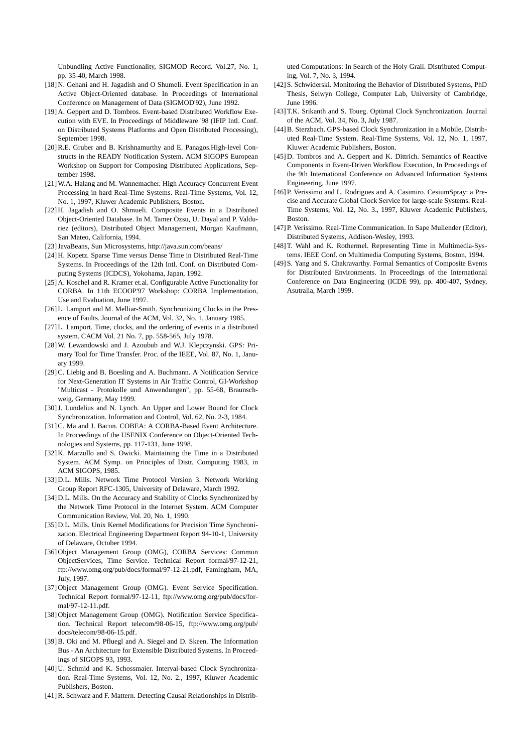Unbundling Active Functionality, SIGMOD Record. Vol.27, No. 1, pp. 35-40, March 1998.

[18] N. Gehani and H. Jagadish and O Shumeli. Event Specification in an Active Object-Oriented database. In Proceedings of International Conference on Management of Data (SIGMOD'92), June 1992.

[19] A. Geppert and D. Tombros. Event-based Distributed Workflow Execution with EVE. In Proceedings of Middleware '98 (IFIP Intl. Conf. on Distributed Systems Platforms and Open Distributed Processing), September 1998.

[20] R.E. Gruber and B. Krishnamurthy and E. Panagos.High-level Constructs in the READY Notification System. ACM SIGOPS European Workshop on Support for Composing Distributed Applications, September 1998.

[21] W.A. Halang and M. Wannemacher. High Accuracy Concurrent Event Processing in hard Real-Time Systems. Real-Time Systems, Vol. 12, No. 1, 1997, Kluwer Academic Publishers, Boston.

[22] H. Jagadish and O. Shmueli. Composite Events in a Distributed Object-Oriented Database. In M. Tamer Özsu, U. Dayal and P. Valduriez (editors), Distributed Object Management, Morgan Kaufmann, San Mateo, California, 1994.

[23] JavaBeans, Sun Microsystems, http://java.sun.com/beans/

[24] H. Kopetz. Sparse Time versus Dense Time in Distributed Real-Time Systems. In Proceedings of the 12th Intl. Conf. on Distributed Computing Systems (ICDCS), Yokohama, Japan, 1992.

[25] A. Koschel and R. Kramer et.al. Configurable Active Functionality for CORBA. In 11th ECOOP'97 Workshop: CORBA Implementation, Use and Evaluation, June 1997.

[26] L. Lamport and M. Melliar-Smith. Synchronizing Clocks in the Presence of Faults. Journal of the ACM, Vol. 32, No. 1, January 1985.

[27] L. Lamport. Time, clocks, and the ordering of events in a distributed system. CACM Vol. 21 No. 7, pp. 558-565, July 1978.

[28] W. Lewandowski and J. Azoubub and W.J. Klepczynski. GPS: Primary Tool for Time Transfer. Proc. of the IEEE, Vol. 87, No. 1, January 1999.

[29] C. Liebig and B. Boesling and A. Buchmann. A Notification Service for Next-Generation IT Systems in Air Traffic Control, GI-Workshop "Multicast - Protokolle und Anwendungen", pp. 55-68, Braunschweig, Germany, May 1999.

[30] J. Lundelius and N. Lynch. An Upper and Lower Bound for Clock Synchronization. Information and Control, Vol. 62, No. 2-3, 1984.

[31] C. Ma and J. Bacon. COBEA: A CORBA-Based Event Architecture. In Proceedings of the USENIX Conference on Object-Oriented Technologies and Systems, pp. 117-131, June 1998.

[32] K. Marzullo and S. Owicki. Maintaining the Time in a Distributed System. ACM Symp. on Principles of Distr. Computing 1983, in ACM SIGOPS, 1985.

[33] D.L. Mills. Network Time Protocol Version 3. Network Working Group Report RFC-1305, University of Delaware, March 1992.

[34] D.L. Mills. On the Accuracy and Stability of Clocks Synchronized by the Network Time Protocol in the Internet System. ACM Computer Communication Review, Vol. 20, No. 1, 1990.

[35] D.L. Mills. Unix Kernel Modifications for Precision Time Synchronization. Electrical Engineering Department Report 94-10-1, University of Delaware, October 1994.

[36] Object Management Group (OMG), CORBA Services: Common ObjectServices, Time Service. Technical Report formal/97-12-21, ftp://www.omg.org/pub/docs/formal/97-12-21.pdf, Famingham, MA, July, 1997.

[37] Object Management Group (OMG). Event Service Specification. Technical Report formal/97-12-11, ftp://www.omg.org/pub/docs/formal/97-12-11.pdf.

[38] Object Management Group (OMG). Notification Service Specification. Technical Report telecom/98-06-15, ftp://www.omg.org/pub/docs/telecom/98-06-15.pdf.

[39] B. Oki and M. Pfluegl and A. Siegel and D. Skeen. The Information Bus - An Architecture for Extensible Distributed Systems. In Proceedings of SIGOPS 93, 1993.

[40] U. Schmid and K. Schossmaier. Interval-based Clock Synchronization. Real-Time Systems, Vol. 12, No. 2., 1997, Kluwer Academic Publishers, Boston.

[41] R. Schwarz and F. Mattern. Detecting Causal Relationships in Distributed Computations: In Search of the Holy Grail. Distributed Computing, Vol. 7, No. 3, 1994.

[42] S. Schwiderski. Monitoring the Behavior of Distributed Systems, PhD Thesis, Selwyn College, Computer Lab, University of Cambridge, June 1996.

[43] T.K. Srikanth and S. Toueg. Optimal Clock Synchronization. Journal of the ACM, Vol. 34, No. 3, July 1987.

[44] B. Sterzbach. GPS-based Clock Synchronization in a Mobile, Distributed Real-Time System. Real-Time Systems, Vol. 12, No. 1, 1997, Kluwer Academic Publishers, Boston.

[45] D. Tombros and A. Geppert and K. Dittrich. Semantics of Reactive Components in Event-Driven Workflow Execution, In Proceedings of the 9th International Conference on Advanced Information Systems Engineering, June 1997.

[46] P. Verissimo and L. Rodrigues and A. Casimiro. CesiumSpray: a Precise and Accurate Global Clock Service for large-scale Systems. Real-Time Systems, Vol. 12, No. 3., 1997, Kluwer Academic Publishers, Boston.

[47] P. Verissimo. Real-Time Communication. In Sape Mullender (Editor), Distributed Systems, Addison-Wesley, 1993.

[48] T. Wahl and K. Rothermel. Representing Time in Multimedia-Systems. IEEE Conf. on Multimedia Computing Systems, Boston, 1994.

[49] S. Yang and S. Chakravarthy. Formal Semantics of Composite Events for Distributed Environments. In Proceedings of the International Conference on Data Engineering (ICDE 99), pp. 400-407, Sydney, Asutralia, March 1999.